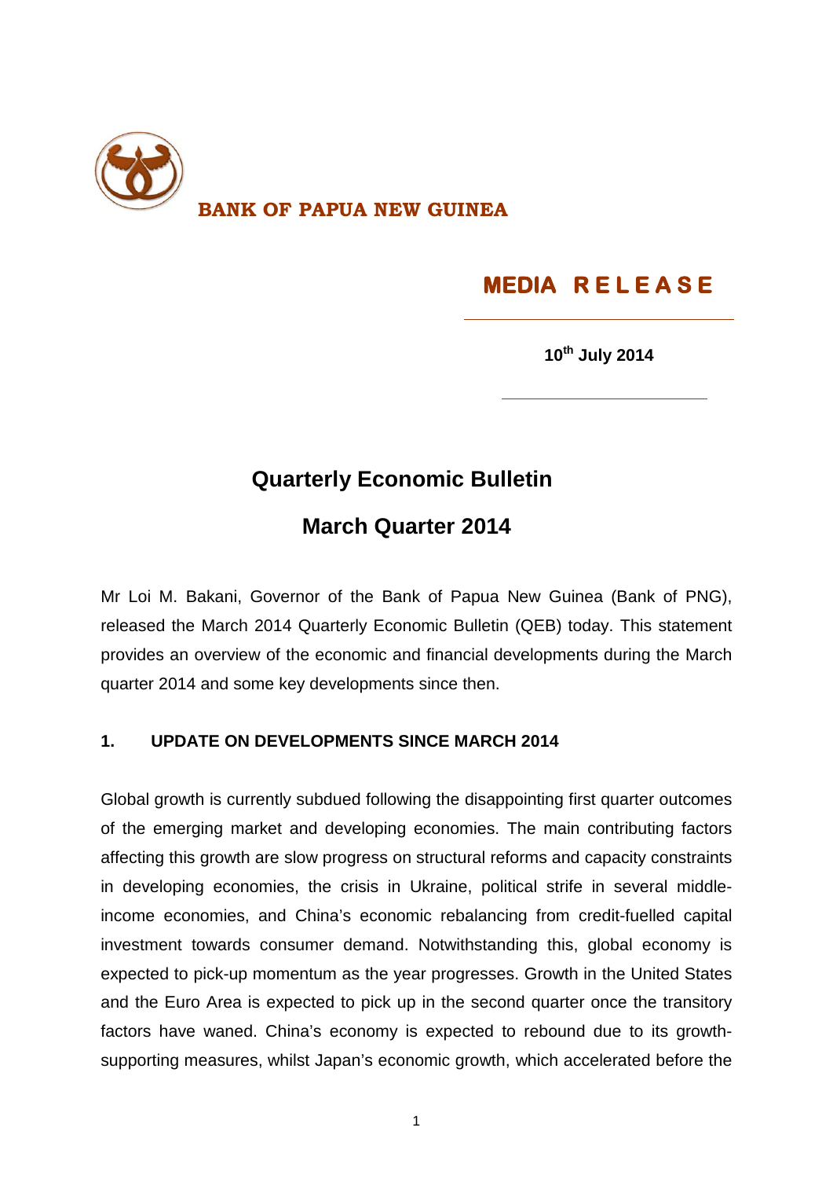**BANK OF PAPUA NEW GUINEA**

# MEDIA RELEASE

**10th July 2014**

## Quarterly Economic Bulletin

## March Quarter 2014

Mr Loi M. Bakani, Governor of the Bank of Papua New Guinea (Bank of PNG), released the March 2014 Quarterly Economic Bulletin (QEB) today. This statement provides an overview of the economic and financial developments during the March quarter 2014 and some key developments since then.

### 1. UPDATE ON DEVELOPMENTS SINCE MARCH 2014

Global growth is currently subdued following the disappointing first quarter outcomes of the emerging market and developing economies. The main contributing factors affecting this growth are slow progress on structural reforms and capacity constraints in developing economies, the crisis in Ukraine, political strife in several middle-income economies, and China's economic rebalancing from credit-fuelled capital investment towards consumer demand. Notwithstanding this, global economy is expected to pick-up momentum as the year progresses. Growth in the United States and the Euro Area is expected to pick up in the second quarter once the transitory factors have waned. China's economy is expected to rebound due to its growth-supporting measures, whilst Japan's economic growth, which accelerated before the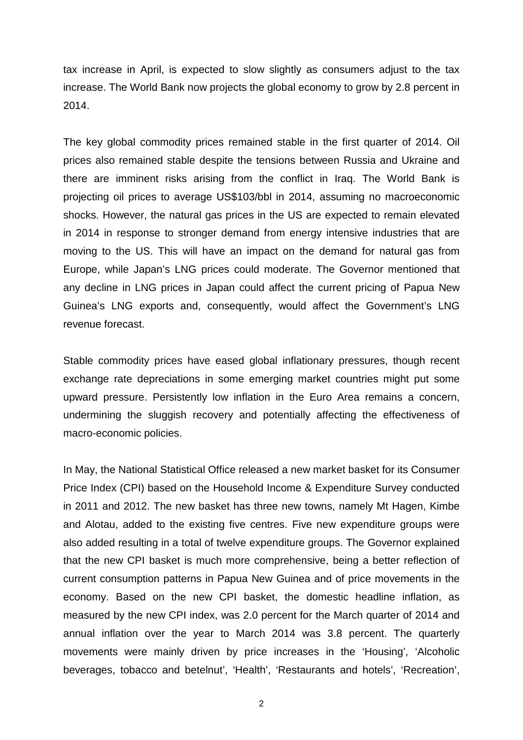tax increase in April, is expected to slow slightly as consumers adjust to the tax increase. The World Bank now projects the global economy to grow by 2.8 percent in 2014.

The key global commodity prices remained stable in the first quarter of 2014. Oil prices also remained stable despite the tensions between Russia and Ukraine and there are imminent risks arising from the conflict in Iraq. The World Bank is projecting oil prices to average US$103/bbl in 2014, assuming no macroeconomic shocks. However, the natural gas prices in the US are expected to remain elevated in 2014 in response to stronger demand from energy intensive industries that are moving to the US. This will have an impact on the demand for natural gas from Europe, while Japan's LNG prices could moderate. The Governor mentioned that any decline in LNG prices in Japan could affect the current pricing of Papua New Guinea's LNG exports and, consequently, would affect the Government's LNG revenue forecast.

Stable commodity prices have eased global inflationary pressures, though recent exchange rate depreciations in some emerging market countries might put some upward pressure. Persistently low inflation in the Euro Area remains a concern, undermining the sluggish recovery and potentially affecting the effectiveness of macro-economic policies.

In May, the National Statistical Office released a new market basket for its Consumer Price Index (CPI) based on the Household Income & Expenditure Survey conducted in 2011 and 2012. The new basket has three new towns, namely Mt Hagen, Kimbe and Alotau, added to the existing five centres. Five new expenditure groups were also added resulting in a total of twelve expenditure groups. The Governor explained that the new CPI basket is much more comprehensive, being a better reflection of current consumption patterns in Papua New Guinea and of price movements in the economy. Based on the new CPI basket, the domestic headline inflation, as measured by the new CPI index, was 2.0 percent for the March quarter of 2014 and annual inflation over the year to March 2014 was 3.8 percent. The quarterly movements were mainly driven by price increases in the 'Housing', 'Alcoholic beverages, tobacco and betelnut', 'Health', 'Restaurants and hotels', 'Recreation',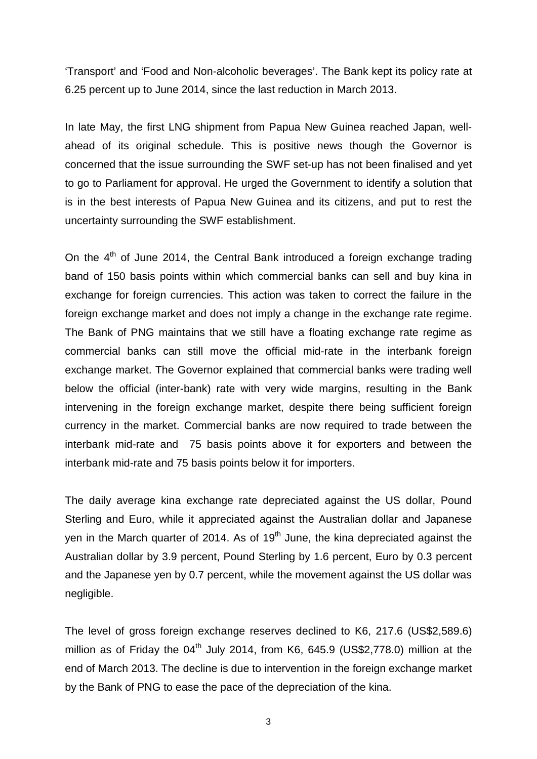'Transport' and 'Food and Non-alcoholic beverages'. The Bank kept its policy rate at 6.25 percent up to June 2014, since the last reduction in March 2013.

In late May, the first LNG shipment from Papua New Guinea reached Japan, well-ahead of its original schedule. This is positive news though the Governor is concerned that the issue surrounding the SWF set-up has not been finalised and yet to go to Parliament for approval. He urged the Government to identify a solution that is in the best interests of Papua New Guinea and its citizens, and put to rest the uncertainty surrounding the SWF establishment.

On the 4th of June 2014, the Central Bank introduced a foreign exchange trading band of 150 basis points within which commercial banks can sell and buy kina in exchange for foreign currencies. This action was taken to correct the failure in the foreign exchange market and does not imply a change in the exchange rate regime. The Bank of PNG maintains that we still have a floating exchange rate regime as commercial banks can still move the official mid-rate in the interbank foreign exchange market. The Governor explained that commercial banks were trading well below the official (inter-bank) rate with very wide margins, resulting in the Bank intervening in the foreign exchange market, despite there being sufficient foreign currency in the market. Commercial banks are now required to trade between the interbank mid-rate and 75 basis points above it for exporters and between the interbank mid-rate and 75 basis points below it for importers.

The daily average kina exchange rate depreciated against the US dollar, Pound Sterling and Euro, while it appreciated against the Australian dollar and Japanese yen in the March quarter of 2014. As of 19th June, the kina depreciated against the Australian dollar by 3.9 percent, Pound Sterling by 1.6 percent, Euro by 0.3 percent and the Japanese yen by 0.7 percent, while the movement against the US dollar was negligible.

The level of gross foreign exchange reserves declined to K6, 217.6 (US$2,589.6) million as of Friday the 04th July 2014, from K6, 645.9 (US$2,778.0) million at the end of March 2013. The decline is due to intervention in the foreign exchange market by the Bank of PNG to ease the pace of the depreciation of the kina.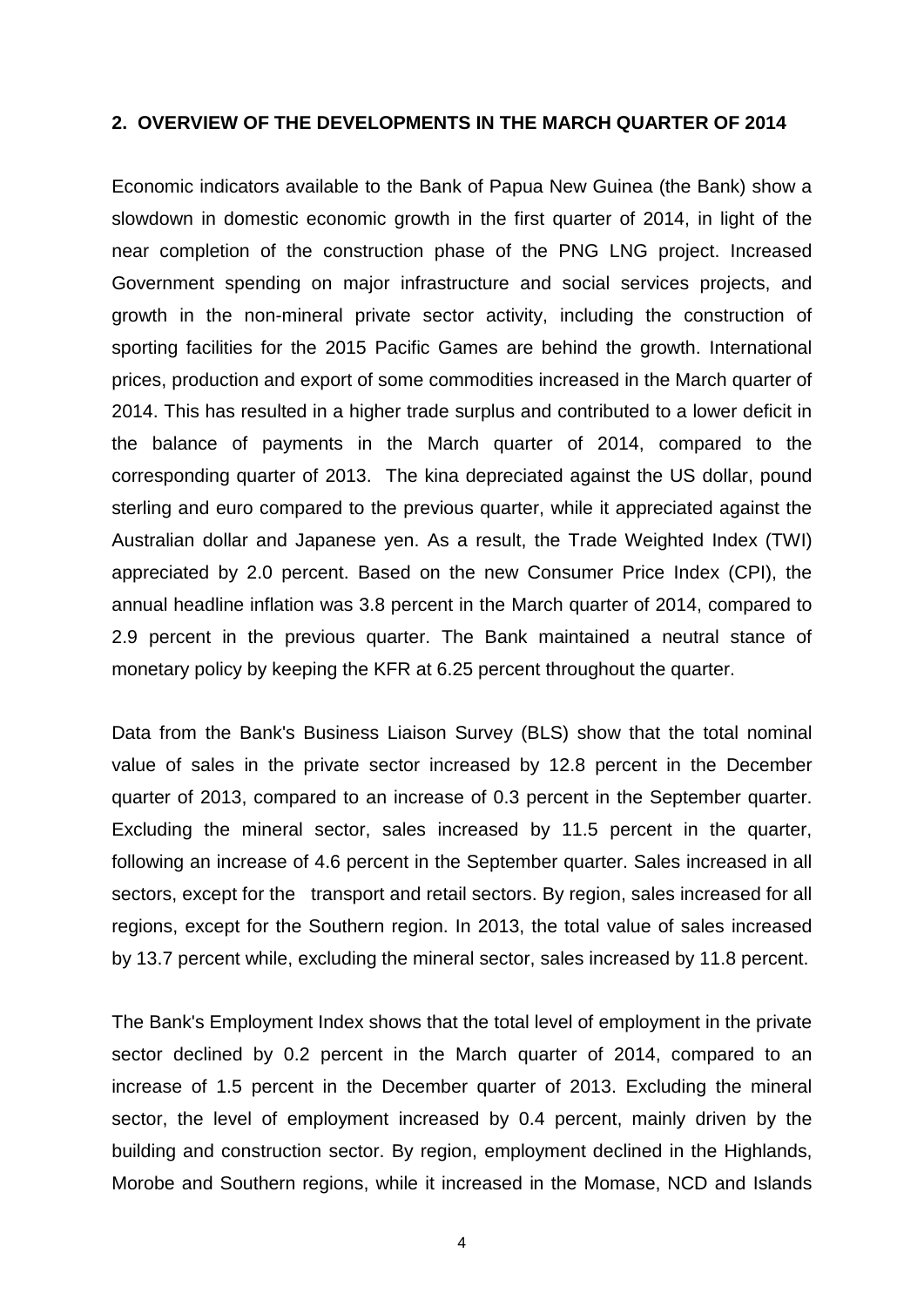## 2. OVERVIEW OF THE DEVELOPMENTS IN THE MARCH QUARTER OF 2014

Economic indicators available to the Bank of Papua New Guinea (the Bank) show a slowdown in domestic economic growth in the first quarter of 2014, in light of the near completion of the construction phase of the PNG LNG project. Increased Government spending on major infrastructure and social services projects, and growth in the non-mineral private sector activity, including the construction of sporting facilities for the 2015 Pacific Games are behind the growth. International prices, production and export of some commodities increased in the March quarter of 2014. This has resulted in a higher trade surplus and contributed to a lower deficit in the balance of payments in the March quarter of 2014, compared to the corresponding quarter of 2013. The kina depreciated against the US dollar, pound sterling and euro compared to the previous quarter, while it appreciated against the Australian dollar and Japanese yen. As a result, the Trade Weighted Index (TWI) appreciated by 2.0 percent. Based on the new Consumer Price Index (CPI), the annual headline inflation was 3.8 percent in the March quarter of 2014, compared to 2.9 percent in the previous quarter. The Bank maintained a neutral stance of monetary policy by keeping the KFR at 6.25 percent throughout the quarter.

Data from the Bank's Business Liaison Survey (BLS) show that the total nominal value of sales in the private sector increased by 12.8 percent in the December quarter of 2013, compared to an increase of 0.3 percent in the September quarter. Excluding the mineral sector, sales increased by 11.5 percent in the quarter, following an increase of 4.6 percent in the September quarter. Sales increased in all sectors, except for the transport and retail sectors. By region, sales increased for all regions, except for the Southern region. In 2013, the total value of sales increased by 13.7 percent while, excluding the mineral sector, sales increased by 11.8 percent.

The Bank's Employment Index shows that the total level of employment in the private sector declined by 0.2 percent in the March quarter of 2014, compared to an increase of 1.5 percent in the December quarter of 2013. Excluding the mineral sector, the level of employment increased by 0.4 percent, mainly driven by the building and construction sector. By region, employment declined in the Highlands, Morobe and Southern regions, while it increased in the Momase, NCD and Islands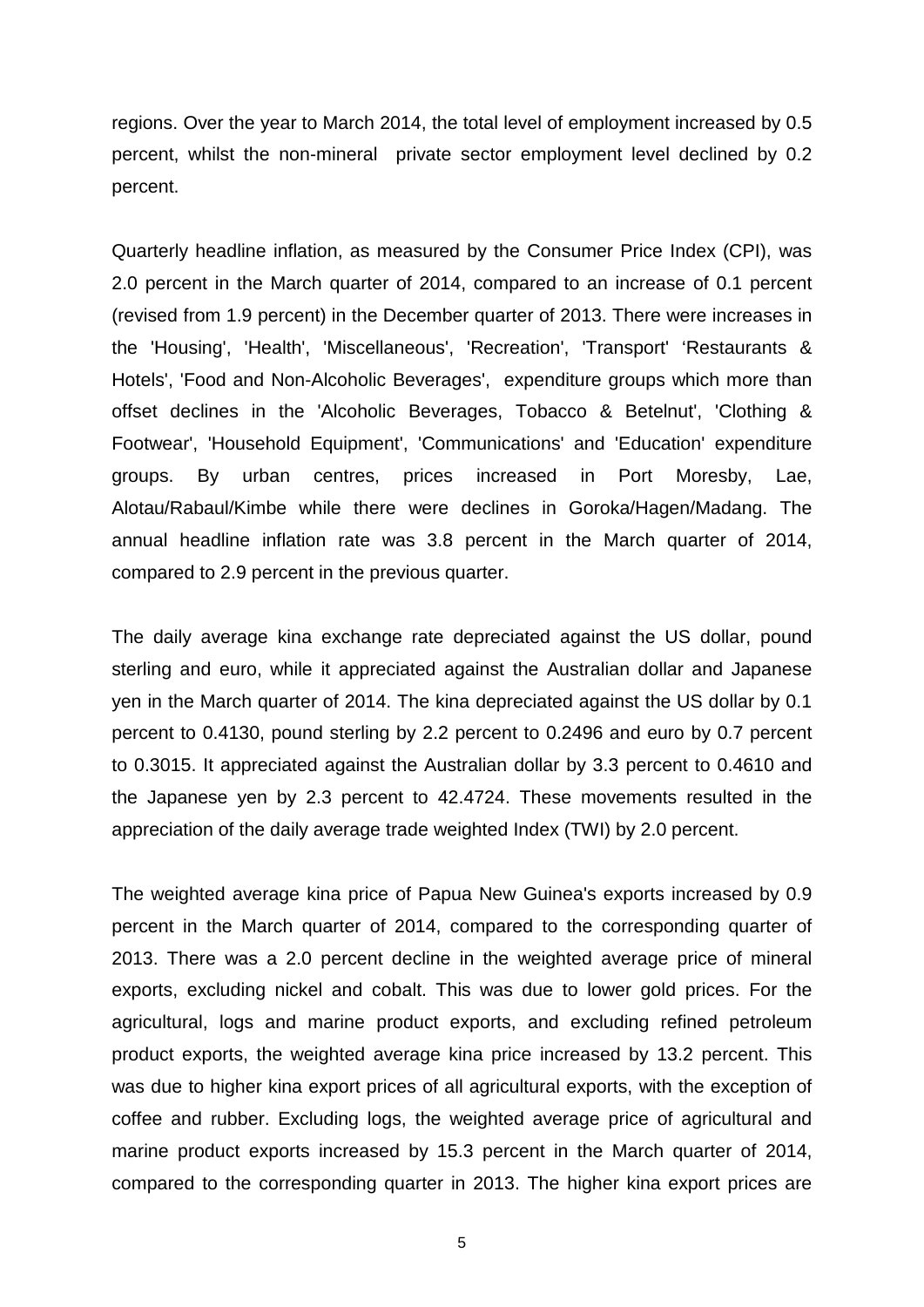regions. Over the year to March 2014, the total level of employment increased by 0.5 percent, whilst the non-mineral private sector employment level declined by 0.2 percent.

Quarterly headline inflation, as measured by the Consumer Price Index (CPI), was 2.0 percent in the March quarter of 2014, compared to an increase of 0.1 percent (revised from 1.9 percent) in the December quarter of 2013. There were increases in the 'Housing', 'Health', 'Miscellaneous', 'Recreation', 'Transport' 'Restaurants & Hotels', 'Food and Non-Alcoholic Beverages', expenditure groups which more than offset declines in the 'Alcoholic Beverages, Tobacco & Betelnut', 'Clothing & Footwear', 'Household Equipment', 'Communications' and 'Education' expenditure groups. By urban centres, prices increased in Port Moresby, Lae, Alotau/Rabaul/Kimbe while there were declines in Goroka/Hagen/Madang. The annual headline inflation rate was 3.8 percent in the March quarter of 2014, compared to 2.9 percent in the previous quarter.

The daily average kina exchange rate depreciated against the US dollar, pound sterling and euro, while it appreciated against the Australian dollar and Japanese yen in the March quarter of 2014. The kina depreciated against the US dollar by 0.1 percent to 0.4130, pound sterling by 2.2 percent to 0.2496 and euro by 0.7 percent to 0.3015. It appreciated against the Australian dollar by 3.3 percent to 0.4610 and the Japanese yen by 2.3 percent to 42.4724. These movements resulted in the appreciation of the daily average trade weighted Index (TWI) by 2.0 percent.

The weighted average kina price of Papua New Guinea's exports increased by 0.9 percent in the March quarter of 2014, compared to the corresponding quarter of 2013. There was a 2.0 percent decline in the weighted average price of mineral exports, excluding nickel and cobalt. This was due to lower gold prices. For the agricultural, logs and marine product exports, and excluding refined petroleum product exports, the weighted average kina price increased by 13.2 percent. This was due to higher kina export prices of all agricultural exports, with the exception of coffee and rubber. Excluding logs, the weighted average price of agricultural and marine product exports increased by 15.3 percent in the March quarter of 2014, compared to the corresponding quarter in 2013. The higher kina export prices are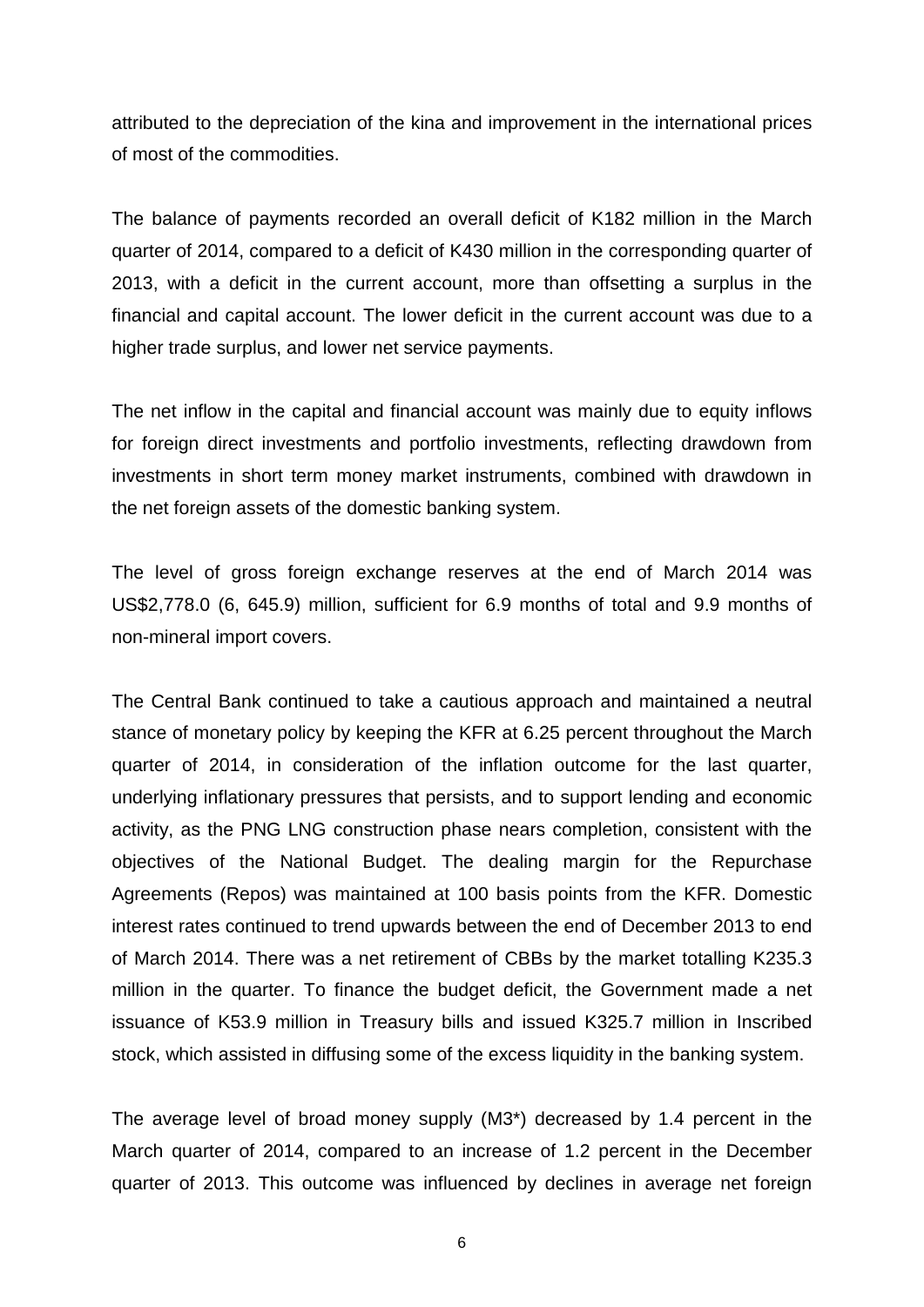attributed to the depreciation of the kina and improvement in the international prices of most of the commodities.

The balance of payments recorded an overall deficit of K182 million in the March quarter of 2014, compared to a deficit of K430 million in the corresponding quarter of 2013, with a deficit in the current account, more than offsetting a surplus in the financial and capital account. The lower deficit in the current account was due to a higher trade surplus, and lower net service payments.

The net inflow in the capital and financial account was mainly due to equity inflows for foreign direct investments and portfolio investments, reflecting drawdown from investments in short term money market instruments, combined with drawdown in the net foreign assets of the domestic banking system.

The level of gross foreign exchange reserves at the end of March 2014 was US$2,778.0 (6, 645.9) million, sufficient for 6.9 months of total and 9.9 months of non-mineral import covers.

The Central Bank continued to take a cautious approach and maintained a neutral stance of monetary policy by keeping the KFR at 6.25 percent throughout the March quarter of 2014, in consideration of the inflation outcome for the last quarter, underlying inflationary pressures that persists, and to support lending and economic activity, as the PNG LNG construction phase nears completion, consistent with the objectives of the National Budget. The dealing margin for the Repurchase Agreements (Repos) was maintained at 100 basis points from the KFR. Domestic interest rates continued to trend upwards between the end of December 2013 to end of March 2014. There was a net retirement of CBBs by the market totalling K235.3 million in the quarter. To finance the budget deficit, the Government made a net issuance of K53.9 million in Treasury bills and issued K325.7 million in Inscribed stock, which assisted in diffusing some of the excess liquidity in the banking system.

The average level of broad money supply (M3*) decreased by 1.4 percent in the March quarter of 2014, compared to an increase of 1.2 percent in the December quarter of 2013. This outcome was influenced by declines in average net foreign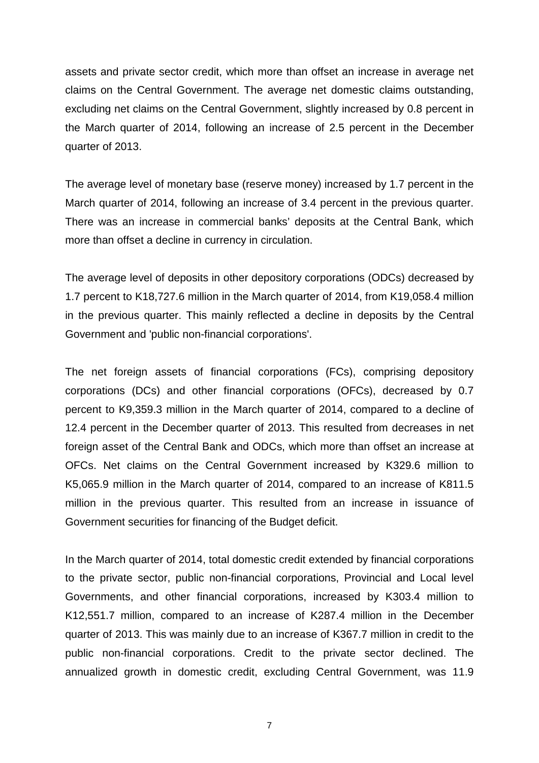assets and private sector credit, which more than offset an increase in average net claims on the Central Government. The average net domestic claims outstanding, excluding net claims on the Central Government, slightly increased by 0.8 percent in the March quarter of 2014, following an increase of 2.5 percent in the December quarter of 2013.

The average level of monetary base (reserve money) increased by 1.7 percent in the March quarter of 2014, following an increase of 3.4 percent in the previous quarter. There was an increase in commercial banks' deposits at the Central Bank, which more than offset a decline in currency in circulation.

The average level of deposits in other depository corporations (ODCs) decreased by 1.7 percent to K18,727.6 million in the March quarter of 2014, from K19,058.4 million in the previous quarter. This mainly reflected a decline in deposits by the Central Government and 'public non-financial corporations'.

The net foreign assets of financial corporations (FCs), comprising depository corporations (DCs) and other financial corporations (OFCs), decreased by 0.7 percent to K9,359.3 million in the March quarter of 2014, compared to a decline of 12.4 percent in the December quarter of 2013. This resulted from decreases in net foreign asset of the Central Bank and ODCs, which more than offset an increase at OFCs. Net claims on the Central Government increased by K329.6 million to K5,065.9 million in the March quarter of 2014, compared to an increase of K811.5 million in the previous quarter. This resulted from an increase in issuance of Government securities for financing of the Budget deficit.

In the March quarter of 2014, total domestic credit extended by financial corporations to the private sector, public non-financial corporations, Provincial and Local level Governments, and other financial corporations, increased by K303.4 million to K12,551.7 million, compared to an increase of K287.4 million in the December quarter of 2013. This was mainly due to an increase of K367.7 million in credit to the public non-financial corporations. Credit to the private sector declined. The annualized growth in domestic credit, excluding Central Government, was 11.9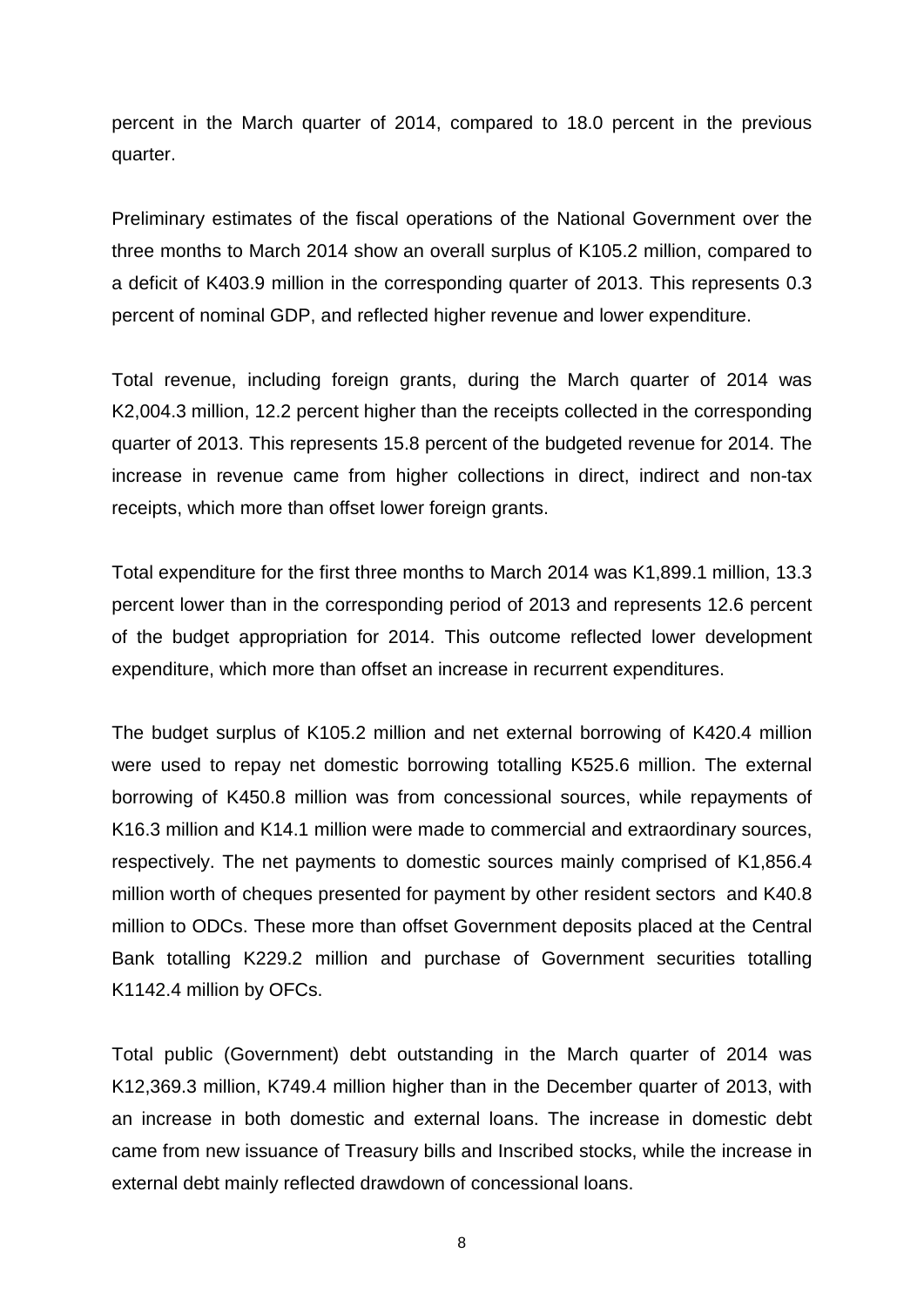percent in the March quarter of 2014, compared to 18.0 percent in the previous quarter.

Preliminary estimates of the fiscal operations of the National Government over the three months to March 2014 show an overall surplus of K105.2 million, compared to a deficit of K403.9 million in the corresponding quarter of 2013. This represents 0.3 percent of nominal GDP, and reflected higher revenue and lower expenditure.

Total revenue, including foreign grants, during the March quarter of 2014 was K2,004.3 million, 12.2 percent higher than the receipts collected in the corresponding quarter of 2013. This represents 15.8 percent of the budgeted revenue for 2014. The increase in revenue came from higher collections in direct, indirect and non-tax receipts, which more than offset lower foreign grants.

Total expenditure for the first three months to March 2014 was K1,899.1 million, 13.3 percent lower than in the corresponding period of 2013 and represents 12.6 percent of the budget appropriation for 2014. This outcome reflected lower development expenditure, which more than offset an increase in recurrent expenditures.

The budget surplus of K105.2 million and net external borrowing of K420.4 million were used to repay net domestic borrowing totalling K525.6 million. The external borrowing of K450.8 million was from concessional sources, while repayments of K16.3 million and K14.1 million were made to commercial and extraordinary sources, respectively. The net payments to domestic sources mainly comprised of K1,856.4 million worth of cheques presented for payment by other resident sectors and K40.8 million to ODCs. These more than offset Government deposits placed at the Central Bank totalling K229.2 million and purchase of Government securities totalling K1142.4 million by OFCs.

Total public (Government) debt outstanding in the March quarter of 2014 was K12,369.3 million, K749.4 million higher than in the December quarter of 2013, with an increase in both domestic and external loans. The increase in domestic debt came from new issuance of Treasury bills and Inscribed stocks, while the increase in external debt mainly reflected drawdown of concessional loans.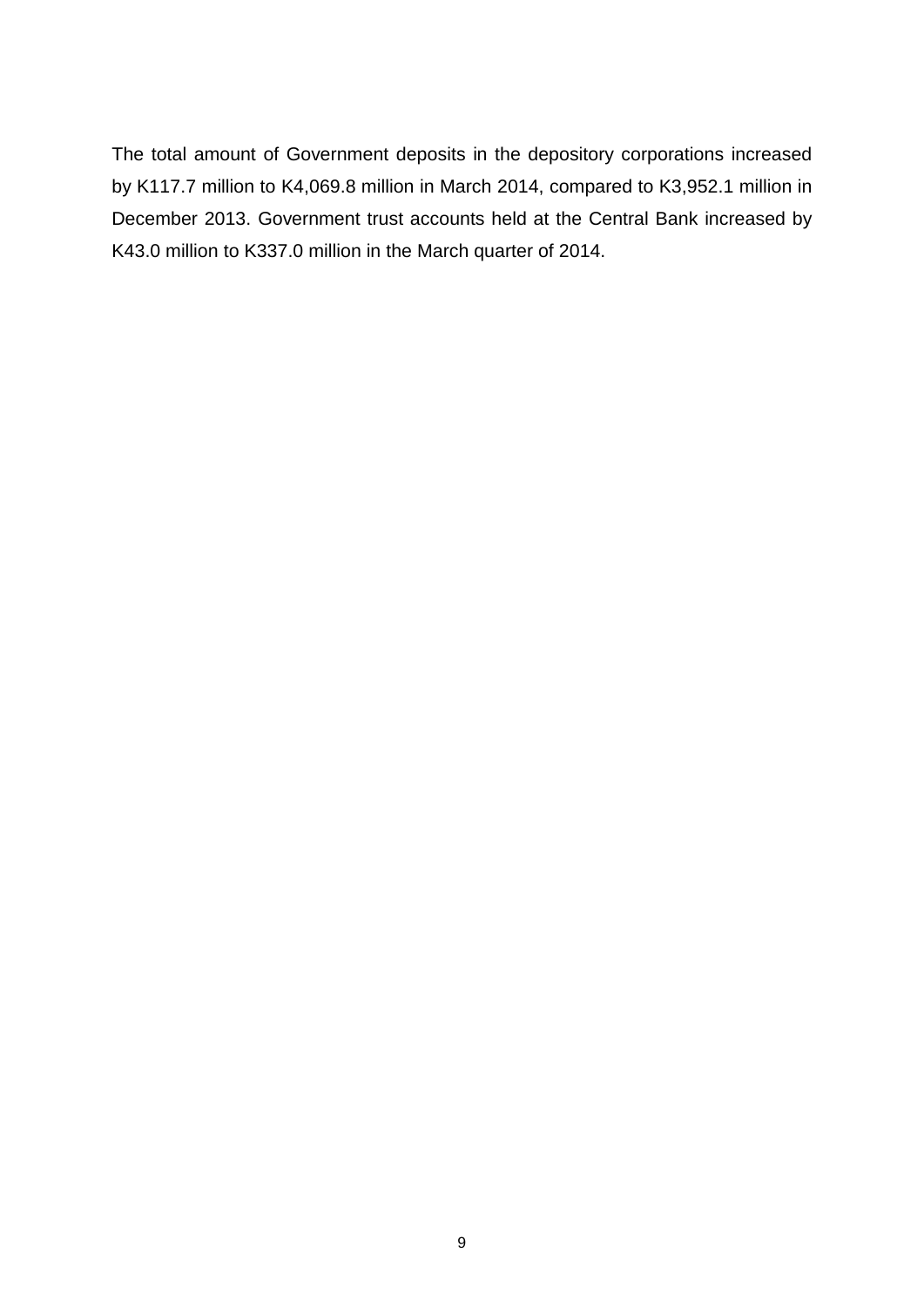The total amount of Government deposits in the depository corporations increased by K117.7 million to K4,069.8 million in March 2014, compared to K3,952.1 million in December 2013. Government trust accounts held at the Central Bank increased by K43.0 million to K337.0 million in the March quarter of 2014.